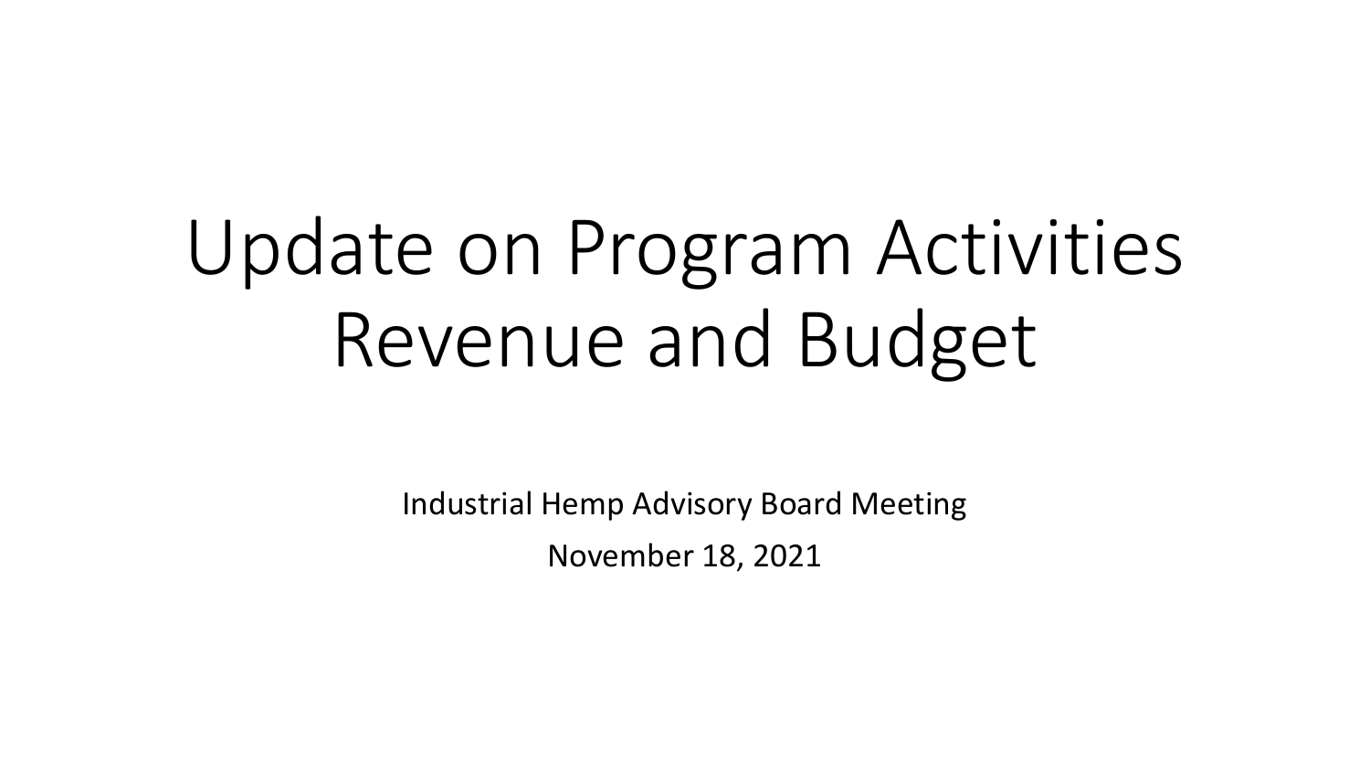# Update on Program Activities Revenue and Budget

Industrial Hemp Advisory Board Meeting

November 18, 2021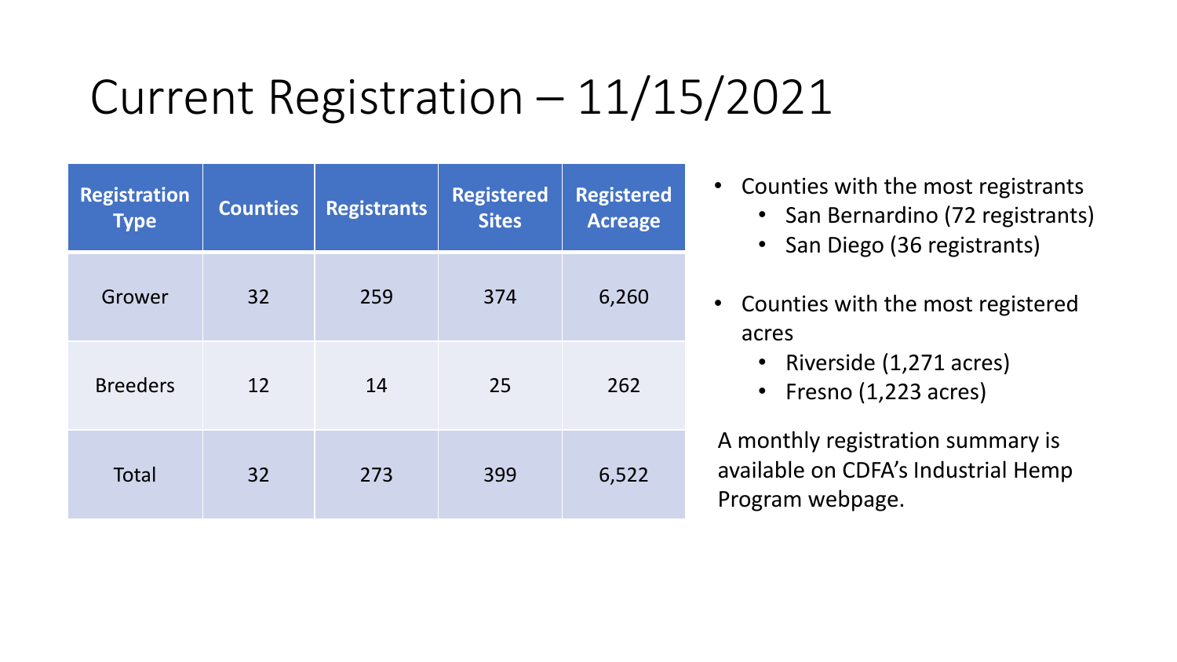# Current Registration – 11/15/2021

| Registration Type | Counties | Registrants | Registered Sites | Registered Acreage |
|---|---|---|---|---|
| Grower | 32 | 259 | 374 | 6,260 |
| Breeders | 12 | 14 | 25 | 262 |
| Total | 32 | 273 | 399 | 6,522 |

- Counties with the most registrants
  - San Bernardino (72 registrants)
  - San Diego (36 registrants)
- Counties with the most registered acres
  - Riverside (1,271 acres)
  - Fresno (1,223 acres)

A monthly registration summary is available on CDFA's Industrial Hemp Program webpage.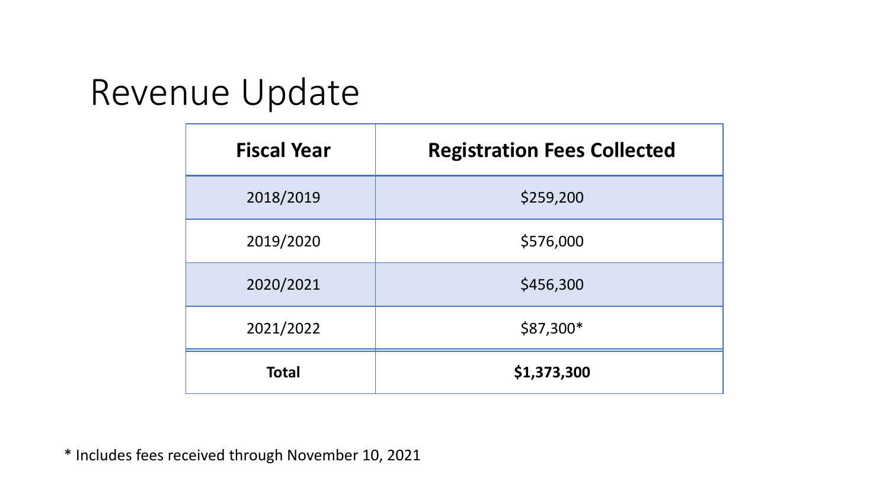# Revenue Update

| Fiscal Year | Registration Fees Collected |
| --- | --- |
| 2018/2019 | $259,200 |
| 2019/2020 | $576,000 |
| 2020/2021 | $456,300 |
| 2021/2022 | $87,300* |
| **Total** | **$1,373,300** |

* Includes fees received through November 10, 2021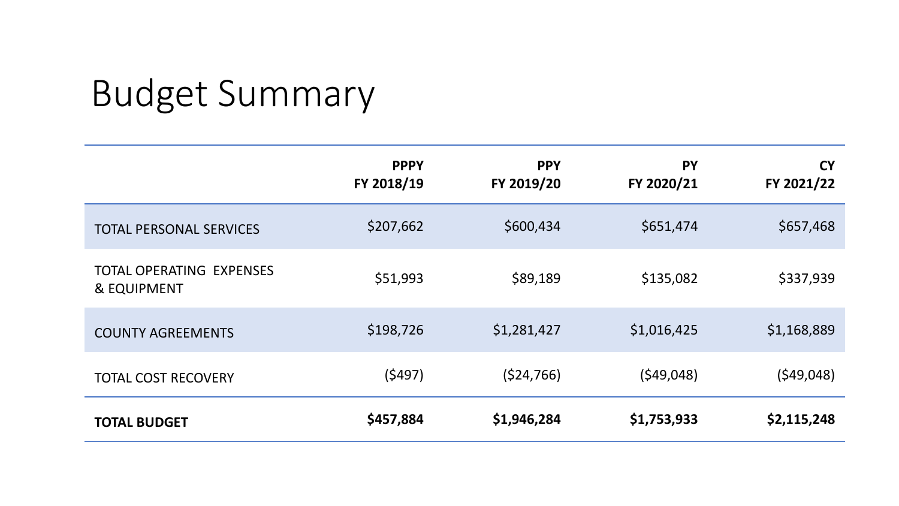# Budget Summary

| | PPPY FY 2018/19 | PPY FY 2019/20 | PY FY 2020/21 | CY FY 2021/22 |
|---|---|---|---|---|
| TOTAL PERSONAL SERVICES | $207,662 | $600,434 | $651,474 | $657,468 |
| TOTAL OPERATING EXPENSES & EQUIPMENT | $51,993 | $89,189 | $135,082 | $337,939 |
| COUNTY AGREEMENTS | $198,726 | $1,281,427 | $1,016,425 | $1,168,889 |
| TOTAL COST RECOVERY | ($497) | ($24,766) | ($49,048) | ($49,048) |
| **TOTAL BUDGET** | **$457,884** | **$1,946,284** | **$1,753,933** | **$2,115,248** |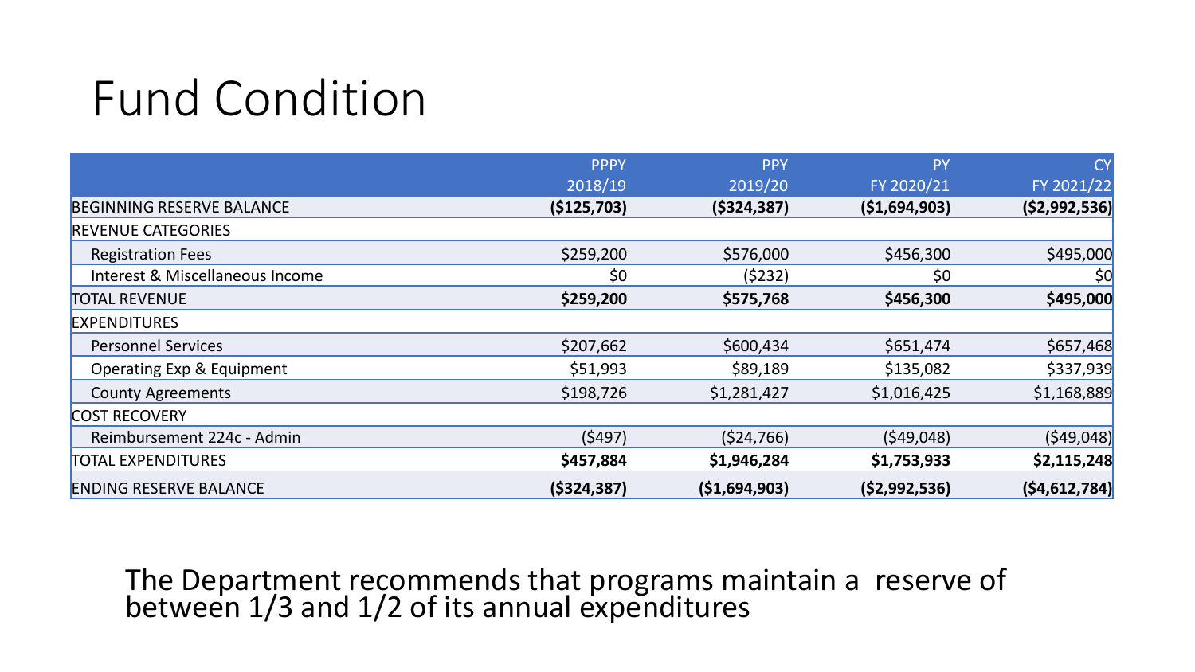# Fund Condition

| | PPPY 2018/19 | PPY 2019/20 | PY FY 2020/21 | CY FY 2021/22 |
|---|---|---|---|---|
| BEGINNING RESERVE BALANCE | **($125,703)** | **($324,387)** | **($1,694,903)** | **($2,992,536)** |
| REVENUE CATEGORIES | | | | |
| Registration Fees | $259,200 | $576,000 | $456,300 | $495,000 |
| Interest & Miscellaneous Income | $0 | ($232) | $0 | $0 |
| TOTAL REVENUE | **$259,200** | **$575,768** | **$456,300** | **$495,000** |
| EXPENDITURES | | | | |
| Personnel Services | $207,662 | $600,434 | $651,474 | $657,468 |
| Operating Exp & Equipment | $51,993 | $89,189 | $135,082 | $337,939 |
| County Agreements | $198,726 | $1,281,427 | $1,016,425 | $1,168,889 |
| COST RECOVERY | | | | |
| Reimbursement 224c - Admin | ($497) | ($24,766) | ($49,048) | ($49,048) |
| TOTAL EXPENDITURES | **$457,884** | **$1,946,284** | **$1,753,933** | **$2,115,248** |
| ENDING RESERVE BALANCE | **($324,387)** | **($1,694,903)** | **($2,992,536)** | **($4,612,784)** |

The Department recommends that programs maintain a reserve of between 1/3 and 1/2 of its annual expenditures